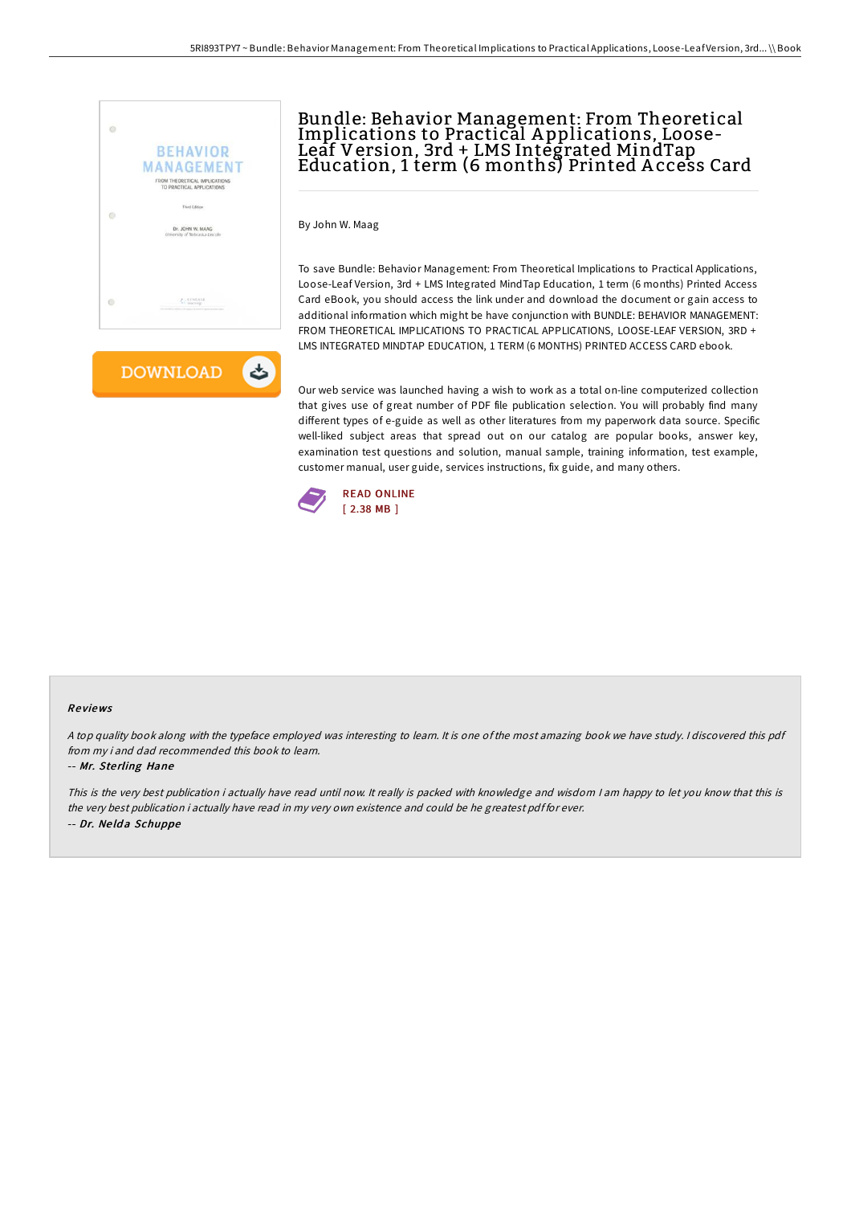# Bundle: Behavior Management: From Theoretical Implications to Practical Applications, Loose-Leaf Version, 3rd + LMS Integrated MindTap Education, 1 term (6 months) Printed Access Card

By John W. Maag

To save Bundle: Behavior Management: From Theoretical Implications to Practical Applications, Loose-Leaf Version, 3rd + LMS Integrated MindTap Education, 1 term (6 months) Printed Access Card eBook, you should access the link under and download the document or gain access to additional information which might be have conjunction with BUNDLE: BEHAVIOR MANAGEMENT: FROM THEORETICAL IMPLICATIONS TO PRACTICAL APPLICATIONS, LOOSE-LEAF VERSION, 3RD + LMS INTEGRATED MINDTAP EDUCATION, 1 TERM (6 MONTHS) PRINTED ACCESS CARD ebook.

Our web service was launched having a wish to work as a total on-line computerized collection that gives use of great number of PDF file publication selection. You will probably find many different types of e-guide as well as other literatures from my paperwork data source. Specific well-liked subject areas that spread out on our catalog are popular books, answer key, examination test questions and solution, manual sample, training information, test example, customer manual, user guide, services instructions, fix guide, and many others.

READ ONLINE
[ 2.38 MB ]

## Reviews

*A top quality book along with the typeface employed was interesting to learn. It is one of the most amazing book we have study. I discovered this pdf from my i and dad recommended this book to learn.*

-- *Mr. Sterling Hane*

*This is the very best publication i actually have read until now. It really is packed with knowledge and wisdom I am happy to let you know that this is the very best publication i actually have read in my very own existence and could be he greatest pdf for ever.*

-- *Dr. Nelda Schuppe*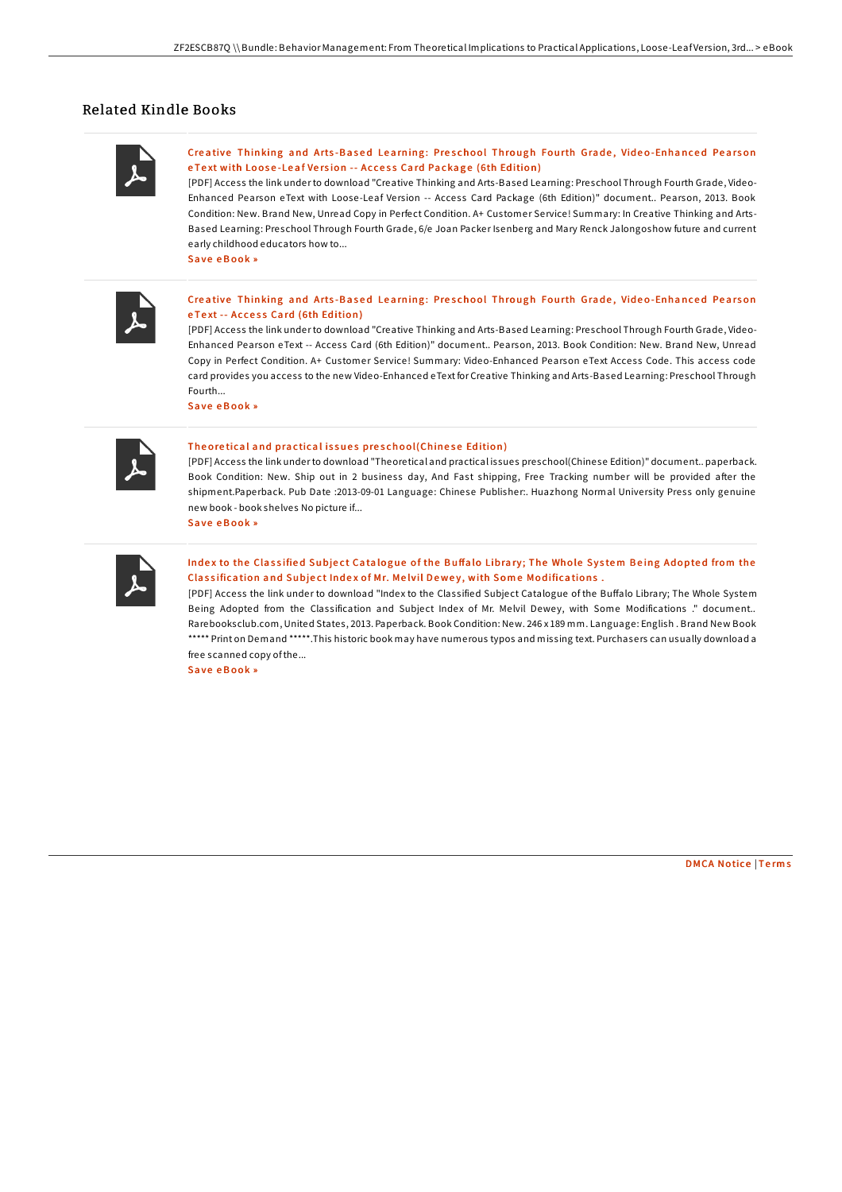## Related Kindle Books

**Creative Thinking and Arts-Based Learning: Preschool Through Fourth Grade, Video-Enhanced Pearson eText with Loose-Leaf Version -- Access Card Package (6th Edition)**

[PDF] Access the link under to download "Creative Thinking and Arts-Based Learning: Preschool Through Fourth Grade, Video-Enhanced Pearson eText with Loose-Leaf Version -- Access Card Package (6th Edition)" document.. Pearson, 2013. Book Condition: New. Brand New, Unread Copy in Perfect Condition. A+ Customer Service! Summary: In Creative Thinking and Arts-Based Learning: Preschool Through Fourth Grade, 6/e Joan Packer Isenberg and Mary Renck Jalongo show future and current early childhood educators how to...

Save eBook »

**Creative Thinking and Arts-Based Learning: Preschool Through Fourth Grade, Video-Enhanced Pearson eText -- Access Card (6th Edition)**

[PDF] Access the link under to download "Creative Thinking and Arts-Based Learning: Preschool Through Fourth Grade, Video-Enhanced Pearson eText -- Access Card (6th Edition)" document.. Pearson, 2013. Book Condition: New. Brand New, Unread Copy in Perfect Condition. A+ Customer Service! Summary: Video-Enhanced Pearson eText Access Code. This access code card provides you access to the new Video-Enhanced eText for Creative Thinking and Arts-Based Learning: Preschool Through Fourth...

Save eBook »

**Theoretical and practical issues preschool(Chinese Edition)**

[PDF] Access the link under to download "Theoretical and practical issues preschool(Chinese Edition)" document.. paperback. Book Condition: New. Ship out in 2 business day, And Fast shipping, Free Tracking number will be provided after the shipment.Paperback. Pub Date :2013-09-01 Language: Chinese Publisher:. Huazhong Normal University Press only genuine new book - book shelves No picture if...

Save eBook »

**Index to the Classified Subject Catalogue of the Buffalo Library; The Whole System Being Adopted from the Classification and Subject Index of Mr. Melvil Dewey, with Some Modifications .**

[PDF] Access the link under to download "Index to the Classified Subject Catalogue of the Buffalo Library; The Whole System Being Adopted from the Classification and Subject Index of Mr. Melvil Dewey, with Some Modifications ." document.. Rarebooksclub.com, United States, 2013. Paperback. Book Condition: New. 246 x 189 mm. Language: English . Brand New Book ***** Print on Demand *****.This historic book may have numerous typos and missing text. Purchasers can usually download a free scanned copy of the...

Save eBook »